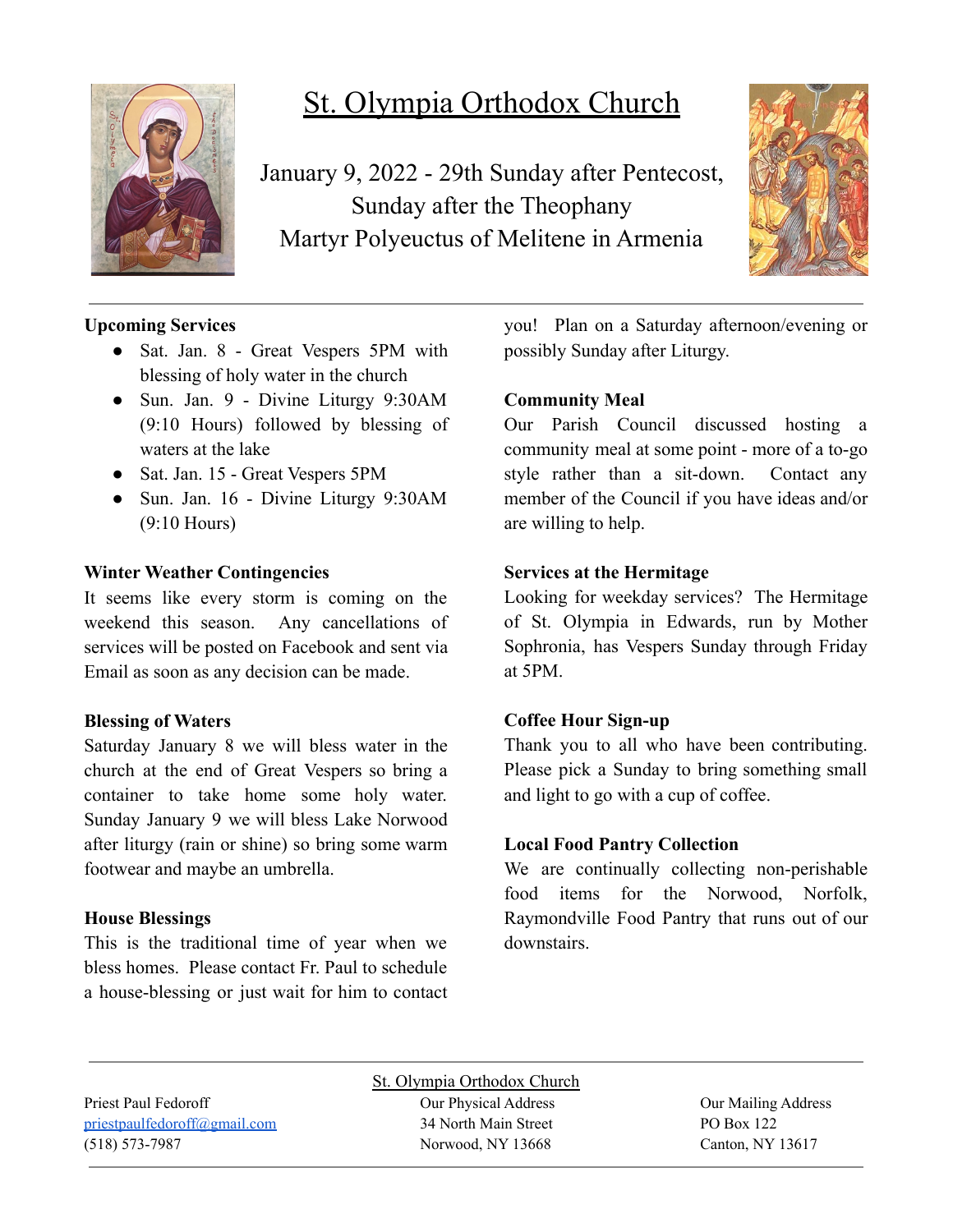# St. Olympia Orthodox Church

January 9, 2022 - 29th Sunday after Pentecost,
Sunday after the Theophany
Martyr Polyeuctus of Melitene in Armenia

**Upcoming Services**

- Sat. Jan. 8 - Great Vespers 5PM with blessing of holy water in the church
- Sun. Jan. 9 - Divine Liturgy 9:30AM (9:10 Hours) followed by blessing of waters at the lake
- Sat. Jan. 15 - Great Vespers 5PM
- Sun. Jan. 16 - Divine Liturgy 9:30AM (9:10 Hours)

**Winter Weather Contingencies**

It seems like every storm is coming on the weekend this season. Any cancellations of services will be posted on Facebook and sent via Email as soon as any decision can be made.

**Blessing of Waters**

Saturday January 8 we will bless water in the church at the end of Great Vespers so bring a container to take home some holy water. Sunday January 9 we will bless Lake Norwood after liturgy (rain or shine) so bring some warm footwear and maybe an umbrella.

**House Blessings**

This is the traditional time of year when we bless homes. Please contact Fr. Paul to schedule a house-blessing or just wait for him to contact you! Plan on a Saturday afternoon/evening or possibly Sunday after Liturgy.

**Community Meal**

Our Parish Council discussed hosting a community meal at some point - more of a to-go style rather than a sit-down. Contact any member of the Council if you have ideas and/or are willing to help.

**Services at the Hermitage**

Looking for weekday services? The Hermitage of St. Olympia in Edwards, run by Mother Sophronia, has Vespers Sunday through Friday at 5PM.

**Coffee Hour Sign-up**

Thank you to all who have been contributing. Please pick a Sunday to bring something small and light to go with a cup of coffee.

**Local Food Pantry Collection**

We are continually collecting non-perishable food items for the Norwood, Norfolk, Raymondville Food Pantry that runs out of our downstairs.

St. Olympia Orthodox Church

Priest Paul Fedoroff
priestpaulfedoroff@gmail.com
(518) 573-7987

Our Physical Address
34 North Main Street
Norwood, NY 13668

Our Mailing Address
PO Box 122
Canton, NY 13617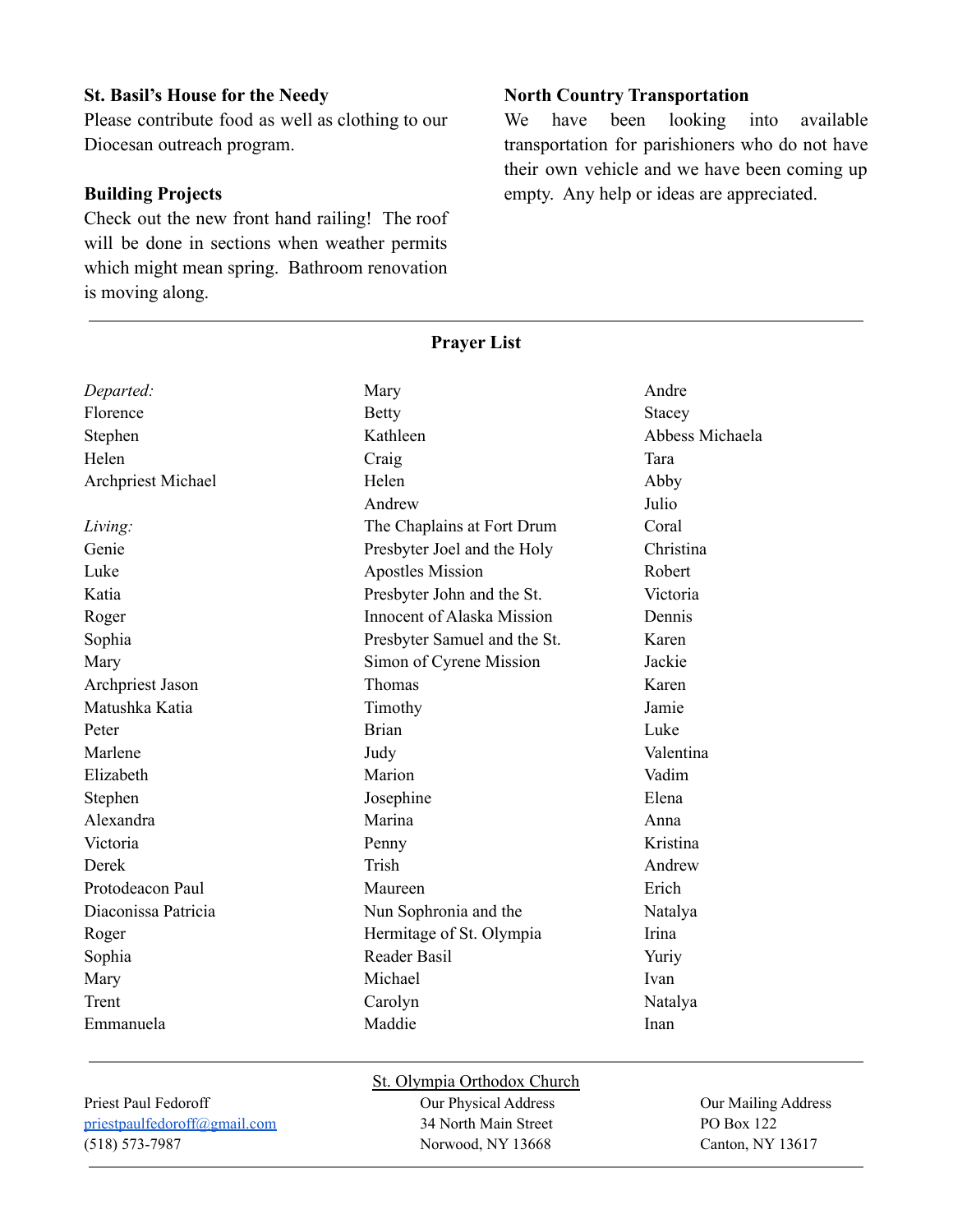**St. Basil's House for the Needy**
Please contribute food as well as clothing to our Diocesan outreach program.

**Building Projects**
Check out the new front hand railing! The roof will be done in sections when weather permits which might mean spring. Bathroom renovation is moving along.

**North Country Transportation**
We have been looking into available transportation for parishioners who do not have their own vehicle and we have been coming up empty. Any help or ideas are appreciated.

---

**Prayer List**

*Departed:*
Florence
Stephen
Helen
Archpriest Michael

*Living:*
Genie
Luke
Katia
Roger
Sophia
Mary
Archpriest Jason
Matushka Katia
Peter
Marlene
Elizabeth
Stephen
Alexandra
Victoria
Derek
Protodeacon Paul
Diaconissa Patricia
Roger
Sophia
Mary
Trent
Emmanuela
Mary
Betty
Kathleen
Craig
Helen
Andrew
The Chaplains at Fort Drum
Presbyter Joel and the Holy Apostles Mission
Presbyter John and the St. Innocent of Alaska Mission
Presbyter Samuel and the St. Simon of Cyrene Mission
Thomas
Timothy
Brian
Judy
Marion
Josephine
Marina
Penny
Trish
Maureen
Nun Sophronia and the Hermitage of St. Olympia
Reader Basil
Michael
Carolyn
Maddie
Andre
Stacey
Abbess Michaela
Tara
Abby
Julio
Coral
Christina
Robert
Victoria
Dennis
Karen
Jackie
Karen
Jamie
Luke
Valentina
Vadim
Elena
Anna
Kristina
Andrew
Erich
Natalya
Irina
Yuriy
Ivan
Natalya
Inan

---

St. Olympia Orthodox Church

Priest Paul Fedoroff
priestpaulfedoroff@gmail.com
(518) 573-7987

Our Physical Address
34 North Main Street
Norwood, NY 13668

Our Mailing Address
PO Box 122
Canton, NY 13617